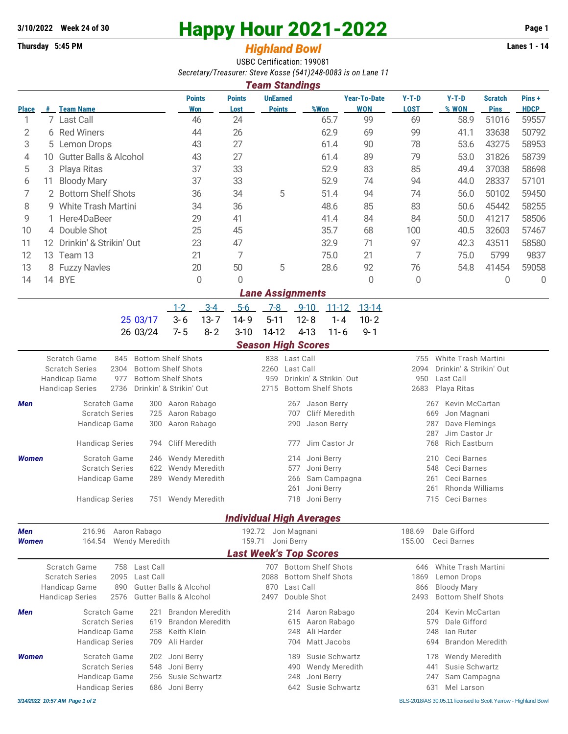**3/10/2022 Week 24 of 30**

**Thursday 5:45 PM**

# Happy Hour 2021-2022

## *Highland Bowl*

**Lanes 1 - 14**

USBC Certification: 199081

*Secretary/Treasurer: Steve Kosse (541)248-0083 is on Lane 11*

### *Team Standings*

| Place | # | Team Name | Points Won | Points Lost | UnEarned Points | %Won | Year-To-Date WON | Y-T-D LOST | Y-T-D % WON | Scratch Pins | Pins + HDCP |
|---|---|---|---|---|---|---|---|---|---|---|---|
| 1 | 7 | Last Call | 46 | 24 | | 65.7 | 99 | 69 | 58.9 | 51016 | 59557 |
| 2 | 6 | Red Winers | 44 | 26 | | 62.9 | 69 | 99 | 41.1 | 33638 | 50792 |
| 3 | 5 | Lemon Drops | 43 | 27 | | 61.4 | 90 | 78 | 53.6 | 43275 | 58953 |
| 4 | 10 | Gutter Balls & Alcohol | 43 | 27 | | 61.4 | 89 | 79 | 53.0 | 31826 | 58739 |
| 5 | 3 | Playa Ritas | 37 | 33 | | 52.9 | 83 | 85 | 49.4 | 37038 | 58698 |
| 6 | 11 | Bloody Mary | 37 | 33 | | 52.9 | 74 | 94 | 44.0 | 28337 | 57101 |
| 7 | 2 | Bottom Shelf Shots | 36 | 34 | 5 | 51.4 | 94 | 74 | 56.0 | 50102 | 59450 |
| 8 | 9 | White Trash Martini | 34 | 36 | | 48.6 | 85 | 83 | 50.6 | 45442 | 58255 |
| 9 | 1 | Here4DaBeer | 29 | 41 | | 41.4 | 84 | 84 | 50.0 | 41217 | 58506 |
| 10 | 4 | Double Shot | 25 | 45 | | 35.7 | 68 | 100 | 40.5 | 32603 | 57467 |
| 11 | 12 | Drinkin' & Strikin' Out | 23 | 47 | | 32.9 | 71 | 97 | 42.3 | 43511 | 58580 |
| 12 | 13 | Team 13 | 21 | 7 | | 75.0 | 21 | 7 | 75.0 | 5799 | 9837 |
| 13 | 8 | Fuzzy Navles | 20 | 50 | 5 | 28.6 | 92 | 76 | 54.8 | 41454 | 59058 |
| 14 | 14 | BYE | 0 | 0 | | | 0 | 0 | | 0 | 0 |

### *Lane Assignments*

| Week | Date | 1-2 | 3-4 | 5-6 | 7-8 | 9-10 | 11-12 | 13-14 |
|---|---|---|---|---|---|---|---|---|
| 25 | 03/17 | 3-6 | 13-7 | 14-9 | 5-11 | 12-8 | 1-4 | 10-2 |
| 26 | 03/24 | 7-5 | 8-2 | 3-10 | 14-12 | 4-13 | 11-6 | 9-1 |

### *Season High Scores*

| | | | | | | |
|---|---|---|---|---|---|---|
| Scratch Game | 845 | Bottom Shelf Shots | 838 | Last Call | 755 | White Trash Martini |
| Scratch Series | 2304 | Bottom Shelf Shots | 2260 | Last Call | 2094 | Drinkin' & Strikin' Out |
| Handicap Game | 977 | Bottom Shelf Shots | 959 | Drinkin' & Strikin' Out | 950 | Last Call |
| Handicap Series | 2736 | Drinkin' & Strikin' Out | 2715 | Bottom Shelf Shots | 2683 | Playa Ritas |

***Men***

| | | | | | | |
|---|---|---|---|---|---|---|
| Scratch Game | 300 | Aaron Rabago | 267 | Jason Berry | 267 | Kevin McCartan |
| Scratch Series | 725 | Aaron Rabago | 707 | Cliff Meredith | 669 | Jon Magnani |
| Handicap Game | 300 | Aaron Rabago | 290 | Jason Berry | 287 | Dave Flemings |
| | | | | | 287 | Jim Castor Jr |
| Handicap Series | 794 | Cliff Meredith | 777 | Jim Castor Jr | 768 | Rich Eastburn |

***Women***

| | | | | | | |
|---|---|---|---|---|---|---|
| Scratch Game | 246 | Wendy Meredith | 214 | Joni Berry | 210 | Ceci Barnes |
| Scratch Series | 622 | Wendy Meredith | 577 | Joni Berry | 548 | Ceci Barnes |
| Handicap Game | 289 | Wendy Meredith | 266 | Sam Campagna | 261 | Ceci Barnes |
| | | | 261 | Joni Berry | 261 | Rhonda Williams |
| Handicap Series | 751 | Wendy Meredith | 718 | Joni Berry | 715 | Ceci Barnes |

### *Individual High Averages*

| | | | | | | |
|---|---|---|---|---|---|---|
| ***Men*** | 216.96 | Aaron Rabago | 192.72 | Jon Magnani | 188.69 | Dale Gifford |
| ***Women*** | 164.54 | Wendy Meredith | 159.71 | Joni Berry | 155.00 | Ceci Barnes |

### *Last Week's Top Scores*

| | | | | | | |
|---|---|---|---|---|---|---|
| Scratch Game | 758 | Last Call | 707 | Bottom Shelf Shots | 646 | White Trash Martini |
| Scratch Series | 2095 | Last Call | 2088 | Bottom Shelf Shots | 1869 | Lemon Drops |
| Handicap Game | 890 | Gutter Balls & Alcohol | 870 | Last Call | 866 | Bloody Mary |
| Handicap Series | 2576 | Gutter Balls & Alcohol | 2497 | Double Shot | 2493 | Bottom Shelf Shots |

***Men***

| | | | | | | |
|---|---|---|---|---|---|---|
| Scratch Game | 221 | Brandon Meredith | 214 | Aaron Rabago | 204 | Kevin McCartan |
| Scratch Series | 619 | Brandon Meredith | 615 | Aaron Rabago | 579 | Dale Gifford |
| Handicap Game | 258 | Keith Klein | 248 | Ali Harder | 248 | Ian Ruter |
| Handicap Series | 709 | Ali Harder | 704 | Matt Jacobs | 694 | Brandon Meredith |

***Women***

| | | | | | | |
|---|---|---|---|---|---|---|
| Scratch Game | 202 | Joni Berry | 189 | Susie Schwartz | 178 | Wendy Meredith |
| Scratch Series | 548 | Joni Berry | 490 | Wendy Meredith | 441 | Susie Schwartz |
| Handicap Game | 256 | Susie Schwartz | 248 | Joni Berry | 247 | Sam Campagna |
| Handicap Series | 686 | Joni Berry | 642 | Susie Schwartz | 631 | Mel Larson |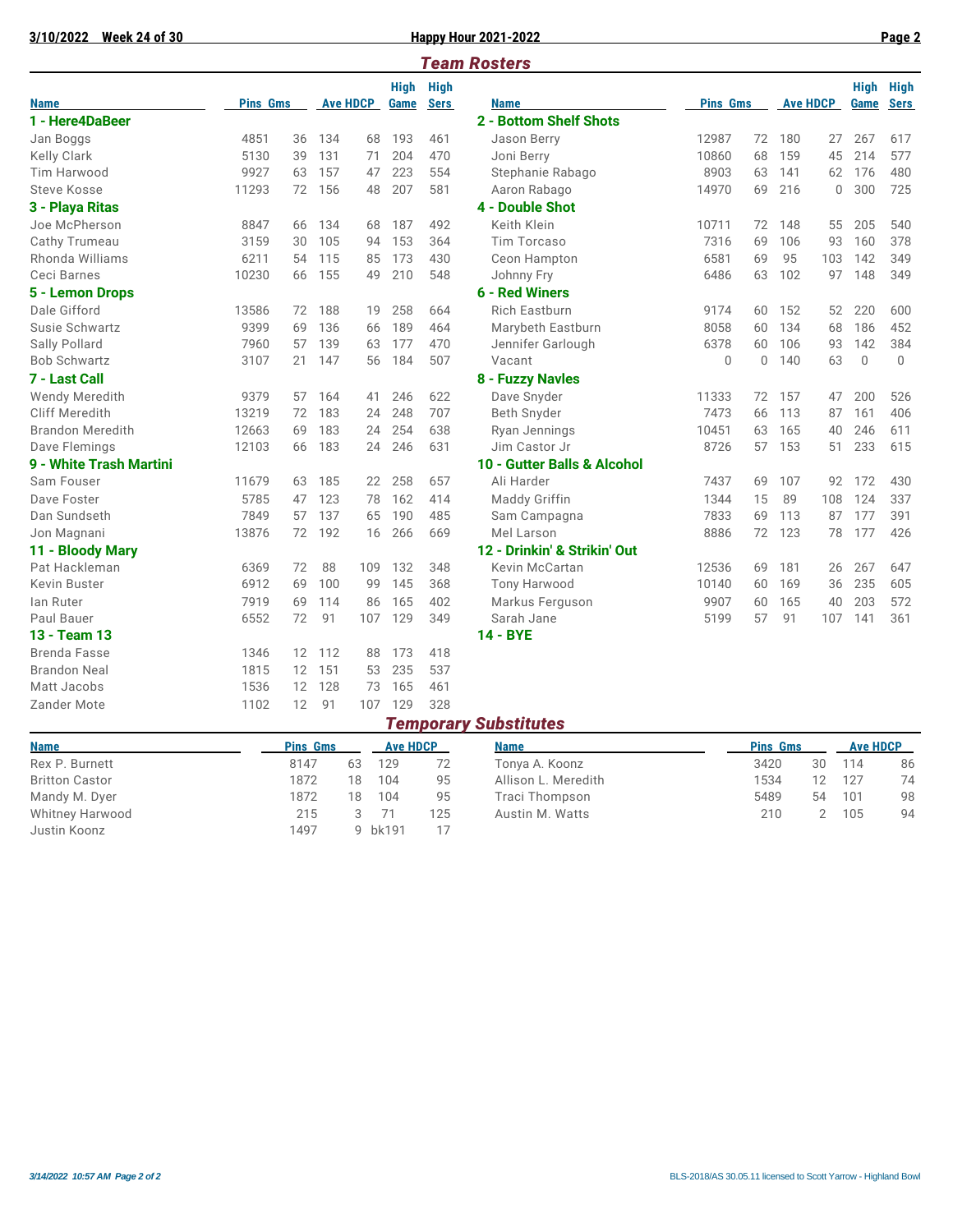## Team Rosters

| Name | Pins | Gms | Ave | HDCP | High Game | High Sers |
|---|---|---|---|---|---|---|
| **1 - Here4DaBeer** | | | | | | |
| Jan Boggs | 4851 | 36 | 134 | 68 | 193 | 461 |
| Kelly Clark | 5130 | 39 | 131 | 71 | 204 | 470 |
| Tim Harwood | 9927 | 63 | 157 | 47 | 223 | 554 |
| Steve Kosse | 11293 | 72 | 156 | 48 | 207 | 581 |
| **2 - Bottom Shelf Shots** | | | | | | |
| Jason Berry | 12987 | 72 | 180 | 27 | 267 | 617 |
| Joni Berry | 10860 | 68 | 159 | 45 | 214 | 577 |
| Stephanie Rabago | 8903 | 63 | 141 | 62 | 176 | 480 |
| Aaron Rabago | 14970 | 69 | 216 | 0 | 300 | 725 |
| **3 - Playa Ritas** | | | | | | |
| Joe McPherson | 8847 | 66 | 134 | 68 | 187 | 492 |
| Cathy Trumeau | 3159 | 30 | 105 | 94 | 153 | 364 |
| Rhonda Williams | 6211 | 54 | 115 | 85 | 173 | 430 |
| Ceci Barnes | 10230 | 66 | 155 | 49 | 210 | 548 |
| **4 - Double Shot** | | | | | | |
| Keith Klein | 10711 | 72 | 148 | 55 | 205 | 540 |
| Tim Torcaso | 7316 | 69 | 106 | 93 | 160 | 378 |
| Ceon Hampton | 6581 | 69 | 95 | 103 | 142 | 349 |
| Johnny Fry | 6486 | 63 | 102 | 97 | 148 | 349 |
| **5 - Lemon Drops** | | | | | | |
| Dale Gifford | 13586 | 72 | 188 | 19 | 258 | 664 |
| Susie Schwartz | 9399 | 69 | 136 | 66 | 189 | 464 |
| Sally Pollard | 7960 | 57 | 139 | 63 | 177 | 470 |
| Bob Schwartz | 3107 | 21 | 147 | 56 | 184 | 507 |
| **6 - Red Winers** | | | | | | |
| Rich Eastburn | 9174 | 60 | 152 | 52 | 220 | 600 |
| Marybeth Eastburn | 8058 | 60 | 134 | 68 | 186 | 452 |
| Jennifer Garlough | 6378 | 60 | 106 | 93 | 142 | 384 |
| Vacant | 0 | 0 | 140 | 63 | 0 | 0 |
| **7 - Last Call** | | | | | | |
| Wendy Meredith | 9379 | 57 | 164 | 41 | 246 | 622 |
| Cliff Meredith | 13219 | 72 | 183 | 24 | 248 | 707 |
| Brandon Meredith | 12663 | 69 | 183 | 24 | 254 | 638 |
| Dave Flemings | 12103 | 66 | 183 | 24 | 246 | 631 |
| **8 - Fuzzy Navles** | | | | | | |
| Dave Snyder | 11333 | 72 | 157 | 47 | 200 | 526 |
| Beth Snyder | 7473 | 66 | 113 | 87 | 161 | 406 |
| Ryan Jennings | 10451 | 63 | 165 | 40 | 246 | 611 |
| Jim Castor Jr | 8726 | 57 | 153 | 51 | 233 | 615 |
| **9 - White Trash Martini** | | | | | | |
| Sam Fouser | 11679 | 63 | 185 | 22 | 258 | 657 |
| Dave Foster | 5785 | 47 | 123 | 78 | 162 | 414 |
| Dan Sundseth | 7849 | 57 | 137 | 65 | 190 | 485 |
| Jon Magnani | 13876 | 72 | 192 | 16 | 266 | 669 |
| **10 - Gutter Balls & Alcohol** | | | | | | |
| Ali Harder | 7437 | 69 | 107 | 92 | 172 | 430 |
| Maddy Griffin | 1344 | 15 | 89 | 108 | 124 | 337 |
| Sam Campagna | 7833 | 69 | 113 | 87 | 177 | 391 |
| Mel Larson | 8886 | 72 | 123 | 78 | 177 | 426 |
| **11 - Bloody Mary** | | | | | | |
| Pat Hackleman | 6369 | 72 | 88 | 109 | 132 | 348 |
| Kevin Buster | 6912 | 69 | 100 | 99 | 145 | 368 |
| Ian Ruter | 7919 | 69 | 114 | 86 | 165 | 402 |
| Paul Bauer | 6552 | 72 | 91 | 107 | 129 | 349 |
| **12 - Drinkin' & Strikin' Out** | | | | | | |
| Kevin McCartan | 12536 | 69 | 181 | 26 | 267 | 647 |
| Tony Harwood | 10140 | 60 | 169 | 36 | 235 | 605 |
| Markus Ferguson | 9907 | 60 | 165 | 40 | 203 | 572 |
| Sarah Jane | 5199 | 57 | 91 | 107 | 141 | 361 |
| **13 - Team 13** | | | | | | |
| Brenda Fasse | 1346 | 12 | 112 | 88 | 173 | 418 |
| Brandon Neal | 1815 | 12 | 151 | 53 | 235 | 537 |
| Matt Jacobs | 1536 | 12 | 128 | 73 | 165 | 461 |
| Zander Mote | 1102 | 12 | 91 | 107 | 129 | 328 |
| **14 - BYE** | | | | | | |

## Temporary Substitutes

| Name | Pins | Gms | Ave | HDCP |
|---|---|---|---|---|
| Rex P. Burnett | 8147 | 63 | 129 | 72 |
| Britton Castor | 1872 | 18 | 104 | 95 |
| Mandy M. Dyer | 1872 | 18 | 104 | 95 |
| Whitney Harwood | 215 | 3 | 71 | 125 |
| Justin Koonz | 1497 | 9 | bk191 | 17 |
| Tonya A. Koonz | 3420 | 30 | 114 | 86 |
| Allison L. Meredith | 1534 | 12 | 127 | 74 |
| Traci Thompson | 5489 | 54 | 101 | 98 |
| Austin M. Watts | 210 | 2 | 105 | 94 |